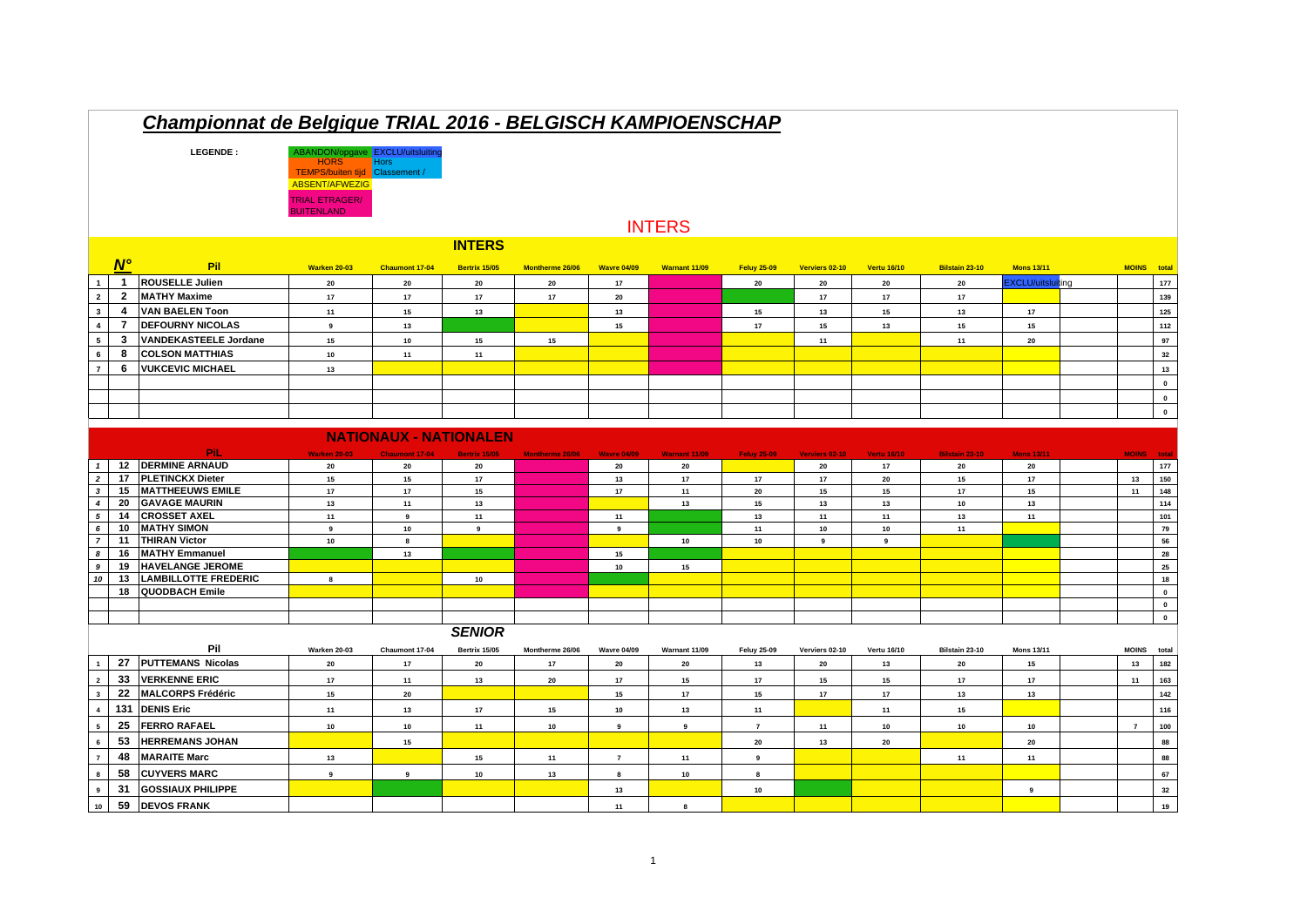# *Championnat de Belgique TRIAL 2016 - BELGISCH KAMPIOENSCHAP*

**LEGENDE :**

- ABANDON/opgave
- EXCLU/uitsluiting
- HORS TEMPS/buiten tijd
- Hors Classement /
- ABSENT/AFWEZIG
- TRIAL ETRAGER/ BUITENLAND

## INTERS

### INTERS

| | N° | Pil | Warken 20-03 | Chaumont 17-04 | Bertrix 15/05 | Montherme 26/06 | Wavre 04/09 | Warnant 11/09 | Feluy 25-09 | Verviers 02-10 | Vertu 16/10 | Bilstain 23-10 | Mons 13/11 | | MOINS | total |
|---|---|---|---|---|---|---|---|---|---|---|---|---|---|---|---|---|
| 1 | 1 | ROUSELLE Julien | 20 | 20 | 20 | 20 | 17 | | 20 | 20 | 20 | 20 | EXCLU/uitsluiting | | | 177 |
| 2 | 2 | MATHY Maxime | 17 | 17 | 17 | 17 | 20 | | | 17 | 17 | 17 | | | | 139 |
| 3 | 4 | VAN BAELEN Toon | 11 | 15 | 13 | | 13 | | 15 | 13 | 15 | 13 | 17 | | | 125 |
| 4 | 7 | DEFOURNY NICOLAS | 9 | 13 | | | 15 | | 17 | 15 | 13 | 15 | 15 | | | 112 |
| 5 | 3 | VANDEKASTEELE Jordane | 15 | 10 | 15 | 15 | | | | 11 | | 11 | 20 | | | 97 |
| 6 | 8 | COLSON MATTHIAS | 10 | 11 | 11 | | | | | | | | | | | 32 |
| 7 | 6 | VUKCEVIC MICHAEL | 13 | | | | | | | | | | | | | 13 |
| | | | | | | | | | | | | | | | | 0 |
| | | | | | | | | | | | | | | | | 0 |
| | | | | | | | | | | | | | | | | 0 |

### NATIONAUX - NATIONALEN

| | | PIL | Warken 20-03 | Chaumont 17-04 | Bertrix 15/05 | Montherme 26/06 | Wavre 04/09 | Warnant 11/09 | Feluy 25-09 | Verviers 02-10 | Vertu 16/10 | Bilstain 23-10 | Mons 13/11 | | MOINS | total |
|---|---|---|---|---|---|---|---|---|---|---|---|---|---|---|---|---|
| 1 | 12 | DERMINE ARNAUD | 20 | 20 | 20 | | 20 | 20 | | 20 | 17 | 20 | 20 | | | 177 |
| 2 | 17 | PLETINCKX Dieter | 15 | 15 | 17 | | 13 | 17 | 17 | 17 | 20 | 15 | 17 | | 13 | 150 |
| 3 | 15 | MATTHEEUWS EMILE | 17 | 17 | 15 | | 17 | 11 | 20 | 15 | 15 | 17 | 15 | | 11 | 148 |
| 4 | 20 | GAVAGE MAURIN | 13 | 11 | 13 | | | 13 | 15 | 13 | 13 | 10 | 13 | | | 114 |
| 5 | 14 | CROSSET AXEL | 11 | 9 | 11 | | 11 | | 13 | 11 | 11 | 13 | 11 | | | 101 |
| 6 | 10 | MATHY SIMON | 9 | 10 | 9 | | 9 | | 11 | 10 | 10 | 11 | | | | 79 |
| 7 | 11 | THIRAN Victor | 10 | 8 | | | | 10 | 10 | 9 | 9 | | | | | 56 |
| 8 | 16 | MATHY Emmanuel | | 13 | | | 15 | | | | | | | | | 28 |
| 9 | 19 | HAVELANGE JEROME | | | | | 10 | 15 | | | | | | | | 25 |
| 10 | 13 | LAMBILLOTTE FREDERIC | 8 | | 10 | | | | | | | | | | | 18 |
| | 18 | QUODBACH Emile | | | | | | | | | | | | | | 0 |
| | | | | | | | | | | | | | | | | 0 |
| | | | | | | | | | | | | | | | | 0 |

### *SENIOR*

| | | Pil | Warken 20-03 | Chaumont 17-04 | Bertrix 15/05 | Montherme 26/06 | Wavre 04/09 | Warnant 11/09 | Feluy 25-09 | Verviers 02-10 | Vertu 16/10 | Bilstain 23-10 | Mons 13/11 | | MOINS | total |
|---|---|---|---|---|---|---|---|---|---|---|---|---|---|---|---|---|
| 1 | 27 | PUTTEMANS Nicolas | 20 | 17 | 20 | 17 | 20 | 20 | 13 | 20 | 13 | 20 | 15 | | 13 | 182 |
| 2 | 33 | VERKENNE ERIC | 17 | 11 | 13 | 20 | 17 | 15 | 17 | 15 | 15 | 17 | 17 | | 11 | 163 |
| 3 | 22 | MALCORPS Frédéric | 15 | 20 | | | 15 | 17 | 15 | 17 | 17 | 13 | 13 | | | 142 |
| 4 | 131 | DENIS Eric | 11 | 13 | 17 | 15 | 10 | 13 | 11 | | 11 | 15 | | | | 116 |
| 5 | 25 | FERRO RAFAEL | 10 | 10 | 11 | 10 | 9 | 9 | 7 | 11 | 10 | 10 | 10 | | 7 | 100 |
| 6 | 53 | HERREMANS JOHAN | | 15 | | | | | 20 | 13 | 20 | | 20 | | | 88 |
| 7 | 48 | MARAITE Marc | 13 | | 15 | 11 | 7 | 11 | 9 | | | 11 | 11 | | | 88 |
| 8 | 58 | CUYVERS MARC | 9 | 9 | 10 | 13 | 8 | 10 | 8 | | | | | | | 67 |
| 9 | 31 | GOSSIAUX PHILIPPE | | | | | 13 | | 10 | | | | 9 | | | 32 |
| 10 | 59 | DEVOS FRANK | | | | | 11 | 8 | | | | | | | | 19 |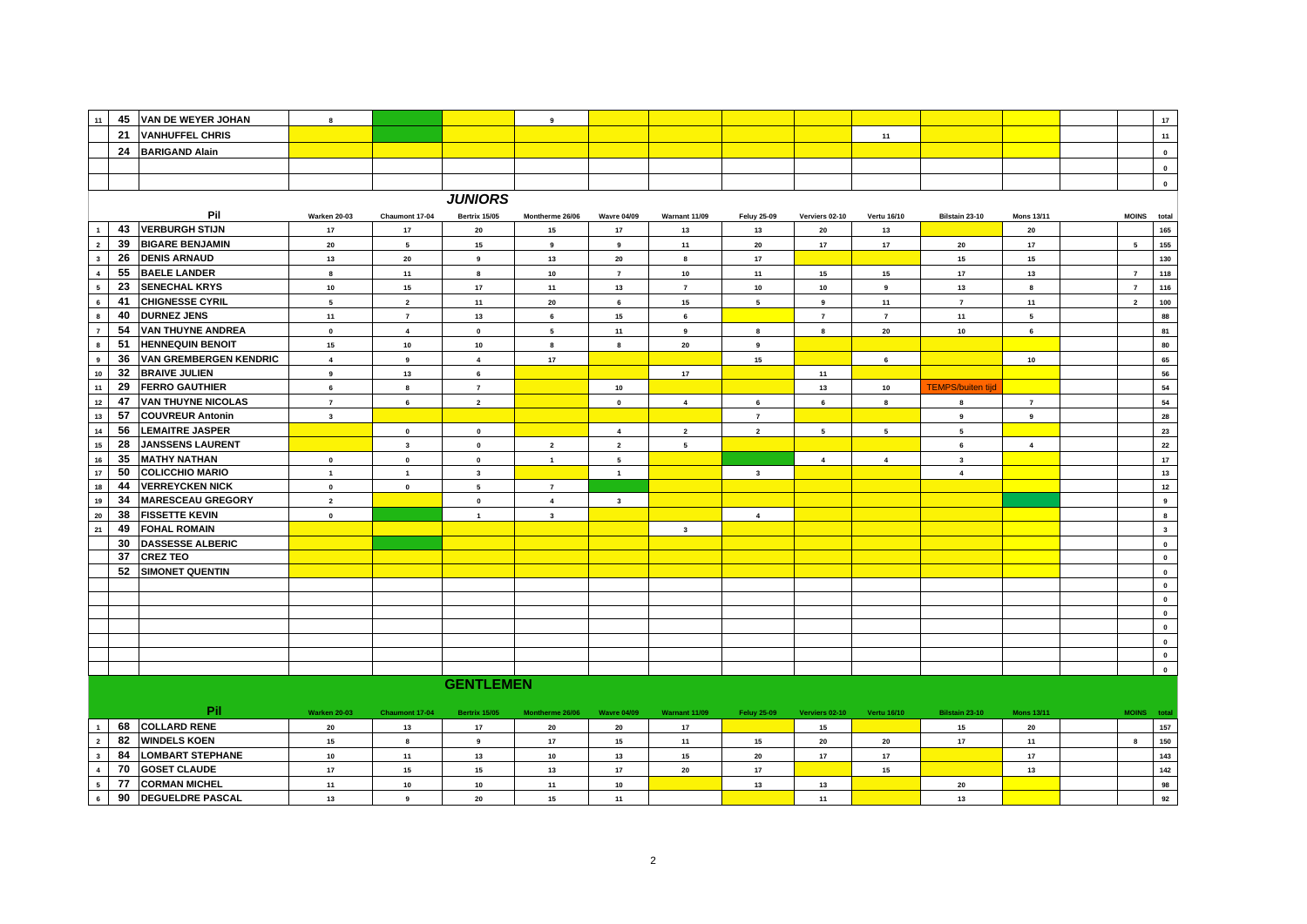| | | | | | | | | | | | | | | | | |
|---|---|---|---|---|---|---|---|---|---|---|---|---|---|---|---|---|
| 11 | 45 | VAN DE WEYER JOHAN | 8 | | | 9 | | | | | | | | | | 17 |
| | 21 | VANHUFFEL CHRIS | | | | | | | | | 11 | | | | | 11 |
| | 24 | BARIGAND Alain | | | | | | | | | | | | | | 0 |
| | | | | | | | | | | | | | | | | 0 |
| | | | | | | | | | | | | | | | | 0 |

## JUNIORS

| | | Pil | Warken 20-03 | Chaumont 17-04 | Bertrix 15/05 | Montherme 26/06 | Wavre 04/09 | Warnant 11/09 | Feluy 25-09 | Verviers 02-10 | Vertu 16/10 | Bilstain 23-10 | Mons 13/11 | | MOINS | total |
|---|---|---|---|---|---|---|---|---|---|---|---|---|---|---|---|---|
| 1 | 43 | VERBURGH STIJN | 17 | 17 | 20 | 15 | 17 | 13 | 13 | 20 | 13 | | 20 | | | 165 |
| 2 | 39 | BIGARE BENJAMIN | 20 | 5 | 15 | 9 | 9 | 11 | 20 | 17 | 17 | 20 | 17 | | 5 | 155 |
| 3 | 26 | DENIS ARNAUD | 13 | 20 | 9 | 13 | 20 | 8 | 17 | | | 15 | 15 | | | 130 |
| 4 | 55 | BAELE LANDER | 8 | 11 | 8 | 10 | 7 | 10 | 11 | 15 | 15 | 17 | 13 | | 7 | 118 |
| 5 | 23 | SENECHAL KRYS | 10 | 15 | 17 | 11 | 13 | 7 | 10 | 10 | 9 | 13 | 8 | | 7 | 116 |
| 6 | 41 | CHIGNESSE CYRIL | 5 | 2 | 11 | 20 | 6 | 15 | 5 | 9 | 11 | 7 | 11 | | 2 | 100 |
| 8 | 40 | DURNEZ JENS | 11 | 7 | 13 | 6 | 15 | 6 | | 7 | 7 | 11 | 5 | | | 88 |
| 7 | 54 | VAN THUYNE ANDREA | 0 | 4 | 0 | 5 | 11 | 9 | 8 | 8 | 20 | 10 | 6 | | | 81 |
| 8 | 51 | HENNEQUIN BENOIT | 15 | 10 | 10 | 8 | 8 | 20 | 9 | | | | | | | 80 |
| 9 | 36 | VAN GREMBERGEN KENDRIC | 4 | 9 | 4 | 17 | | | 15 | | 6 | | 10 | | | 65 |
| 10 | 32 | BRAIVE JULIEN | 9 | 13 | 6 | | | 17 | | 11 | | | | | | 56 |
| 11 | 29 | FERRO GAUTHIER | 6 | 8 | 7 | | 10 | | | 13 | 10 | TEMPS/buiten tijd | | | | 54 |
| 12 | 47 | VAN THUYNE NICOLAS | 7 | 6 | 2 | | 0 | 4 | 6 | 6 | 8 | 8 | 7 | | | 54 |
| 13 | 57 | COUVREUR Antonin | 3 | | | | | | 7 | | | 9 | 9 | | | 28 |
| 14 | 56 | LEMAITRE JASPER | | 0 | 0 | | 4 | 2 | 2 | 5 | 5 | 5 | | | | 23 |
| 15 | 28 | JANSSENS LAURENT | | 3 | 0 | 2 | 2 | 5 | | | | 6 | 4 | | | 22 |
| 16 | 35 | MATHY NATHAN | 0 | 0 | 0 | 1 | 5 | | | 4 | 4 | 3 | | | | 17 |
| 17 | 50 | COLICCHIO MARIO | 1 | 1 | 3 | | 1 | | 3 | | | 4 | | | | 13 |
| 18 | 44 | VERREYCKEN NICK | 0 | 0 | 5 | 7 | | | | | | | | | | 12 |
| 19 | 34 | MARESCEAU GREGORY | 2 | | 0 | 4 | 3 | | | | | | | | | 9 |
| 20 | 38 | FISSETTE KEVIN | 0 | | 1 | 3 | | | 4 | | | | | | | 8 |
| 21 | 49 | FOHAL ROMAIN | | | | | | 3 | | | | | | | | 3 |
| | 30 | DASSESSE ALBERIC | | | | | | | | | | | | | | 0 |
| | 37 | CREZ TEO | | | | | | | | | | | | | | 0 |
| | 52 | SIMONET QUENTIN | | | | | | | | | | | | | | 0 |
| | | | | | | | | | | | | | | | | 0 |
| | | | | | | | | | | | | | | | | 0 |
| | | | | | | | | | | | | | | | | 0 |
| | | | | | | | | | | | | | | | | 0 |
| | | | | | | | | | | | | | | | | 0 |
| | | | | | | | | | | | | | | | | 0 |

## GENTLEMEN

| | | Pil | Warken 20-03 | Chaumont 17-04 | Bertrix 15/05 | Montherme 26/06 | Wavre 04/09 | Warnant 11/09 | Feluy 25-09 | Verviers 02-10 | Vertu 16/10 | Bilstain 23-10 | Mons 13/11 | | MOINS | total |
|---|---|---|---|---|---|---|---|---|---|---|---|---|---|---|---|---|
| 1 | 68 | COLLARD RENE | 20 | 13 | 17 | 20 | 20 | 17 | | 15 | | 15 | 20 | | | 157 |
| 2 | 82 | WINDELS KOEN | 15 | 8 | 9 | 17 | 15 | 11 | 15 | 20 | 20 | 17 | 11 | | 8 | 150 |
| 3 | 84 | LOMBART STEPHANE | 10 | 11 | 13 | 10 | 13 | 15 | 20 | 17 | 17 | | 17 | | | 143 |
| 4 | 70 | GOSET CLAUDE | 17 | 15 | 15 | 13 | 17 | 20 | 17 | | 15 | | 13 | | | 142 |
| 5 | 77 | CORMAN MICHEL | 11 | 10 | 10 | 11 | 10 | | 13 | 13 | | 20 | | | | 98 |
| 6 | 90 | DEGUELDRE PASCAL | 13 | 9 | 20 | 15 | 11 | | | 11 | | 13 | | | | 92 |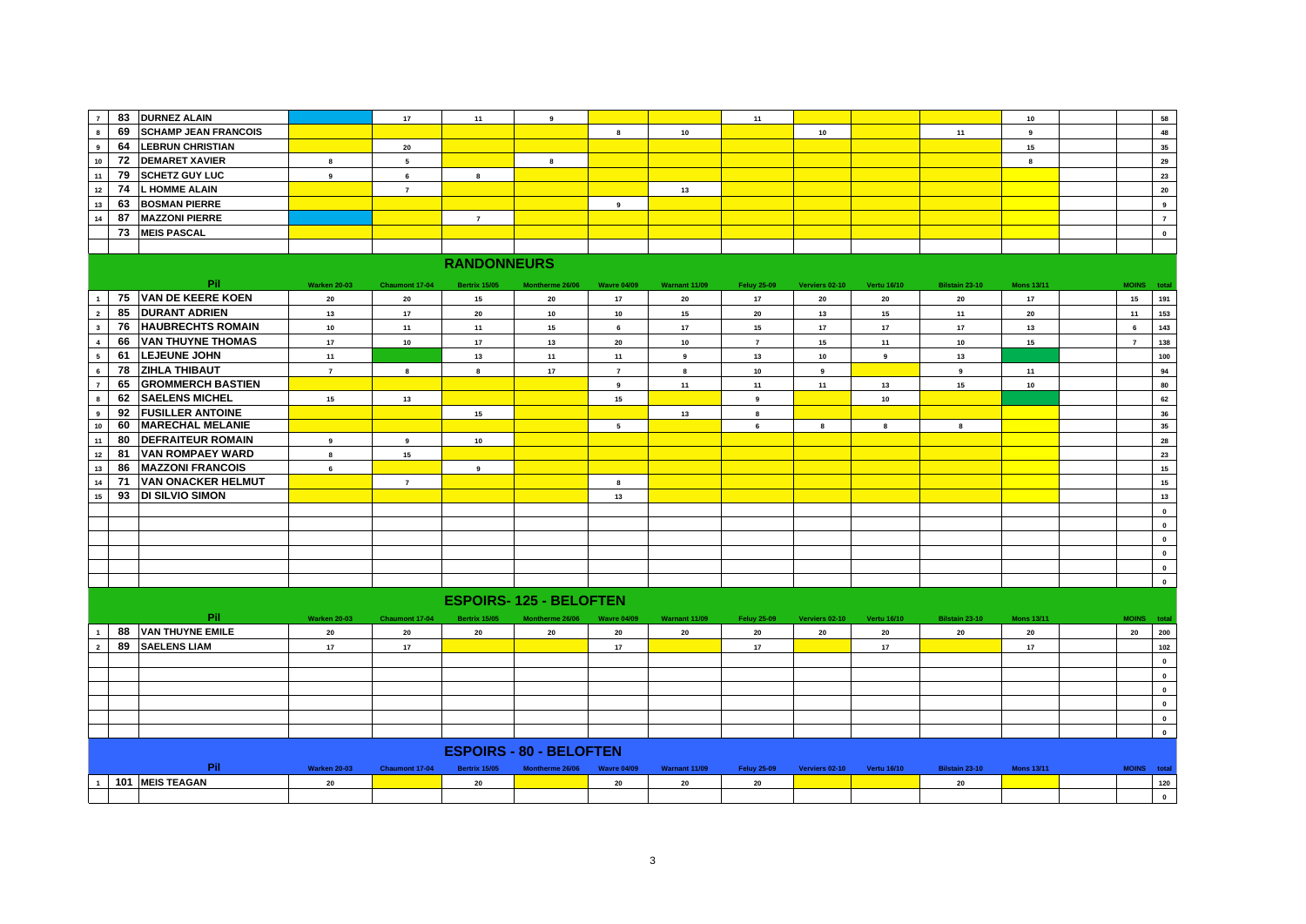| | | | | | | | | | | | | | | | | |
|---|---|---|---|---|---|---|---|---|---|---|---|---|---|---|---|---|
| 7 | 83 | DURNEZ ALAIN | | 17 | 11 | 9 | | | 11 | | | | 10 | | | 58 |
| 8 | 69 | SCHAMP JEAN FRANCOIS | | | | | 8 | 10 | | 10 | | 11 | 9 | | | 48 |
| 9 | 64 | LEBRUN CHRISTIAN | | 20 | | | | | | | | | 15 | | | 35 |
| 10 | 72 | DEMARET XAVIER | 8 | 5 | | 8 | | | | | | | 8 | | | 29 |
| 11 | 79 | SCHETZ GUY LUC | 9 | 6 | 8 | | | | | | | | | | | 23 |
| 12 | 74 | L HOMME ALAIN | | 7 | | | | 13 | | | | | | | | 20 |
| 13 | 63 | BOSMAN PIERRE | | | | | 9 | | | | | | | | | 9 |
| 14 | 87 | MAZZONI PIERRE | | | 7 | | | | | | | | | | | 7 |
| | 73 | MEIS PASCAL | | | | | | | | | | | | | | 0 |

## RANDONNEURS

| | | Pil | Warken 20-03 | Chaumont 17-04 | Bertrix 15/05 | Montherme 26/06 | Wavre 04/09 | Warnant 11/09 | Feluy 25-09 | Verviers 02-10 | Vertu 16/10 | Bilstain 23-10 | Mons 13/11 | | MOINS | total |
|---|---|---|---|---|---|---|---|---|---|---|---|---|---|---|---|---|
| 1 | 75 | VAN DE KEERE KOEN | 20 | 20 | 15 | 20 | 17 | 20 | 17 | 20 | 20 | 20 | 17 | | 15 | 191 |
| 2 | 85 | DURANT ADRIEN | 13 | 17 | 20 | 10 | 10 | 15 | 20 | 13 | 15 | 11 | 20 | | 11 | 153 |
| 3 | 76 | HAUBRECHTS ROMAIN | 10 | 11 | 11 | 15 | 6 | 17 | 15 | 17 | 17 | 17 | 13 | | 6 | 143 |
| 4 | 66 | VAN THUYNE THOMAS | 17 | 10 | 17 | 13 | 20 | 10 | 7 | 15 | 11 | 10 | 15 | | 7 | 138 |
| 5 | 61 | LEJEUNE JOHN | 11 | | 13 | 11 | 11 | 9 | 13 | 10 | 9 | 13 | | | | 100 |
| 6 | 78 | ZIHLA THIBAUT | 7 | 8 | 8 | 17 | 7 | 8 | 10 | 9 | | 9 | 11 | | | 94 |
| 7 | 65 | GROMMERCH BASTIEN | | | | | 9 | 11 | 11 | 11 | 13 | 15 | 10 | | | 80 |
| 8 | 62 | SAELENS MICHEL | 15 | 13 | | | 15 | | 9 | | 10 | | | | | 62 |
| 9 | 92 | FUSILLER ANTOINE | | | 15 | | | 13 | 8 | | | | | | | 36 |
| 10 | 60 | MARECHAL MELANIE | | | | | 5 | | 6 | 8 | 8 | 8 | | | | 35 |
| 11 | 80 | DEFRAITEUR ROMAIN | 9 | 9 | 10 | | | | | | | | | | | 28 |
| 12 | 81 | VAN ROMPAEY WARD | 8 | 15 | | | | | | | | | | | | 23 |
| 13 | 86 | MAZZONI FRANCOIS | 6 | | 9 | | | | | | | | | | | 15 |
| 14 | 71 | VAN ONACKER HELMUT | | 7 | | | 8 | | | | | | | | | 15 |
| 15 | 93 | DI SILVIO SIMON | | | | | 13 | | | | | | | | | 13 |
| | | | | | | | | | | | | | | | | 0 |
| | | | | | | | | | | | | | | | | 0 |
| | | | | | | | | | | | | | | | | 0 |
| | | | | | | | | | | | | | | | | 0 |
| | | | | | | | | | | | | | | | | 0 |
| | | | | | | | | | | | | | | | | 0 |

## ESPOIRS- 125 - BELOFTEN

| | | Pil | Warken 20-03 | Chaumont 17-04 | Bertrix 15/05 | Montherme 26/06 | Wavre 04/09 | Warnant 11/09 | Feluy 25-09 | Verviers 02-10 | Vertu 16/10 | Bilstain 23-10 | Mons 13/11 | | MOINS | total |
|---|---|---|---|---|---|---|---|---|---|---|---|---|---|---|---|---|
| 1 | 88 | VAN THUYNE EMILE | 20 | 20 | 20 | 20 | 20 | 20 | 20 | 20 | 20 | 20 | 20 | | 20 | 200 |
| 2 | 89 | SAELENS LIAM | 17 | 17 | | | 17 | | 17 | | 17 | | 17 | | | 102 |
| | | | | | | | | | | | | | | | | 0 |
| | | | | | | | | | | | | | | | | 0 |
| | | | | | | | | | | | | | | | | 0 |
| | | | | | | | | | | | | | | | | 0 |
| | | | | | | | | | | | | | | | | 0 |
| | | | | | | | | | | | | | | | | 0 |

## ESPOIRS - 80 - BELOFTEN

| | | Pil | Warken 20-03 | Chaumont 17-04 | Bertrix 15/05 | Montherme 26/06 | Wavre 04/09 | Warnant 11/09 | Feluy 25-09 | Verviers 02-10 | Vertu 16/10 | Bilstain 23-10 | Mons 13/11 | | MOINS | total |
|---|---|---|---|---|---|---|---|---|---|---|---|---|---|---|---|---|
| 1 | 101 | MEIS TEAGAN | 20 | | 20 | | 20 | 20 | 20 | | | 20 | | | | 120 |
| | | | | | | | | | | | | | | | | 0 |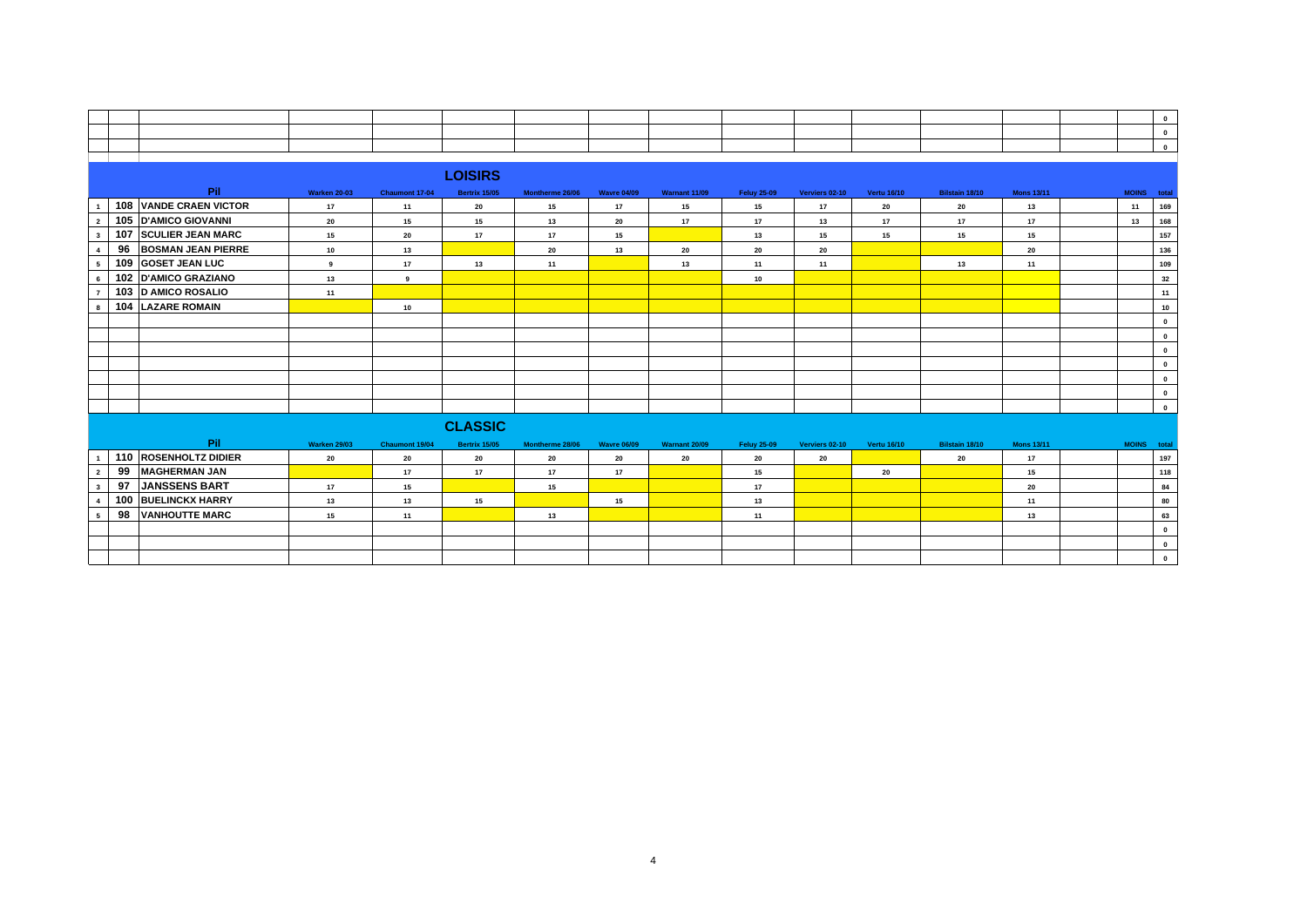| | | | | | | | | | | | | | | | | |
|---|---|---|---|---|---|---|---|---|---|---|---|---|---|---|---|---|
| | | | | | | | | | | | | | | | | 0 |
| | | | | | | | | | | | | | | | | 0 |
| | | | | | | | | | | | | | | | | 0 |

## LOISIRS

| | | Pil | Warken 20-03 | Chaumont 17-04 | Bertrix 15/05 | Montherme 26/06 | Wavre 04/09 | Warnant 11/09 | Feluy 25-09 | Verviers 02-10 | Vertu 16/10 | Bilstain 18/10 | Mons 13/11 | | MOINS | total |
|---|---|---|---|---|---|---|---|---|---|---|---|---|---|---|---|---|
| 1 | 108 | VANDE CRAEN VICTOR | 17 | 11 | 20 | 15 | 17 | 15 | 15 | 17 | 20 | 20 | 13 | | 11 | 169 |
| 2 | 105 | D'AMICO GIOVANNI | 20 | 15 | 15 | 13 | 20 | 17 | 17 | 13 | 17 | 17 | 17 | | 13 | 168 |
| 3 | 107 | SCULIER JEAN MARC | 15 | 20 | 17 | 17 | 15 | | 13 | 15 | 15 | 15 | 15 | | | 157 |
| 4 | 96 | BOSMAN JEAN PIERRE | 10 | 13 | | 20 | 13 | 20 | 20 | 20 | | | 20 | | | 136 |
| 5 | 109 | GOSET JEAN LUC | 9 | 17 | 13 | 11 | | 13 | 11 | 11 | | 13 | 11 | | | 109 |
| 6 | 102 | D'AMICO GRAZIANO | 13 | 9 | | | | | 10 | | | | | | | 32 |
| 7 | 103 | D AMICO ROSALIO | 11 | | | | | | | | | | | | | 11 |
| 8 | 104 | LAZARE ROMAIN | | 10 | | | | | | | | | | | | 10 |
| | | | | | | | | | | | | | | | | 0 |
| | | | | | | | | | | | | | | | | 0 |
| | | | | | | | | | | | | | | | | 0 |
| | | | | | | | | | | | | | | | | 0 |
| | | | | | | | | | | | | | | | | 0 |
| | | | | | | | | | | | | | | | | 0 |
| | | | | | | | | | | | | | | | | 0 |

## CLASSIC

| | | Pil | Warken 29/03 | Chaumont 19/04 | Bertrix 15/05 | Montherme 28/06 | Wavre 06/09 | Warnant 20/09 | Feluy 25-09 | Verviers 02-10 | Vertu 16/10 | Bilstain 18/10 | Mons 13/11 | | MOINS | total |
|---|---|---|---|---|---|---|---|---|---|---|---|---|---|---|---|---|
| 1 | 110 | ROSENHOLTZ DIDIER | 20 | 20 | 20 | 20 | 20 | 20 | 20 | 20 | | 20 | 17 | | | 197 |
| 2 | 99 | MAGHERMAN JAN | | 17 | 17 | 17 | 17 | | 15 | | 20 | | 15 | | | 118 |
| 3 | 97 | JANSSENS BART | 17 | 15 | | 15 | | | 17 | | | | 20 | | | 84 |
| 4 | 100 | BUELINCKX HARRY | 13 | 13 | 15 | | 15 | | 13 | | | | 11 | | | 80 |
| 5 | 98 | VANHOUTTE MARC | 15 | 11 | | 13 | | | 11 | | | | 13 | | | 63 |
| | | | | | | | | | | | | | | | | 0 |
| | | | | | | | | | | | | | | | | 0 |
| | | | | | | | | | | | | | | | | 0 |